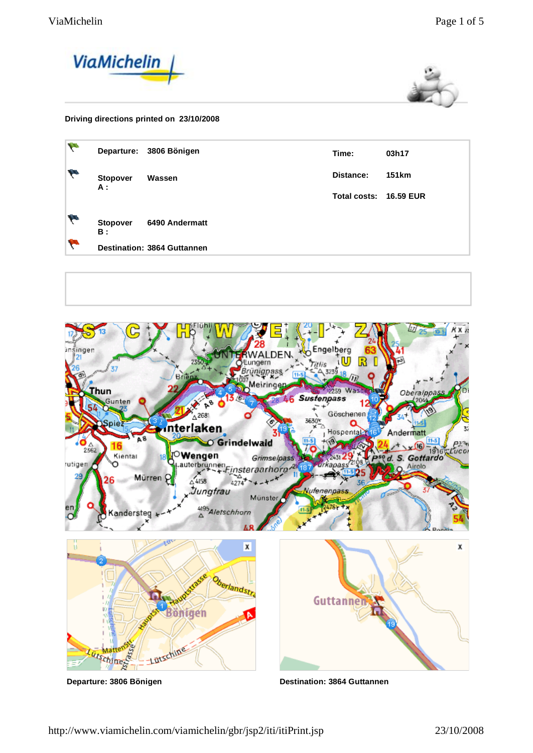**Driving directions printed on 23/10/2008**

| | | | |
|---|---|---|---|
| **Departure:** | **3806 Bönigen** | **Time:** | **03h17** |
| **Stopover A :** | **Wassen** | **Distance:** | **151km** |
| | | **Total costs:** | **16.59 EUR** |
| **Stopover B :** | **6490 Andermatt** | | |
| **Destination:** | **3864 Guttannen** | | |

**Departure: 3806 Bönigen**

**Destination: 3864 Guttannen**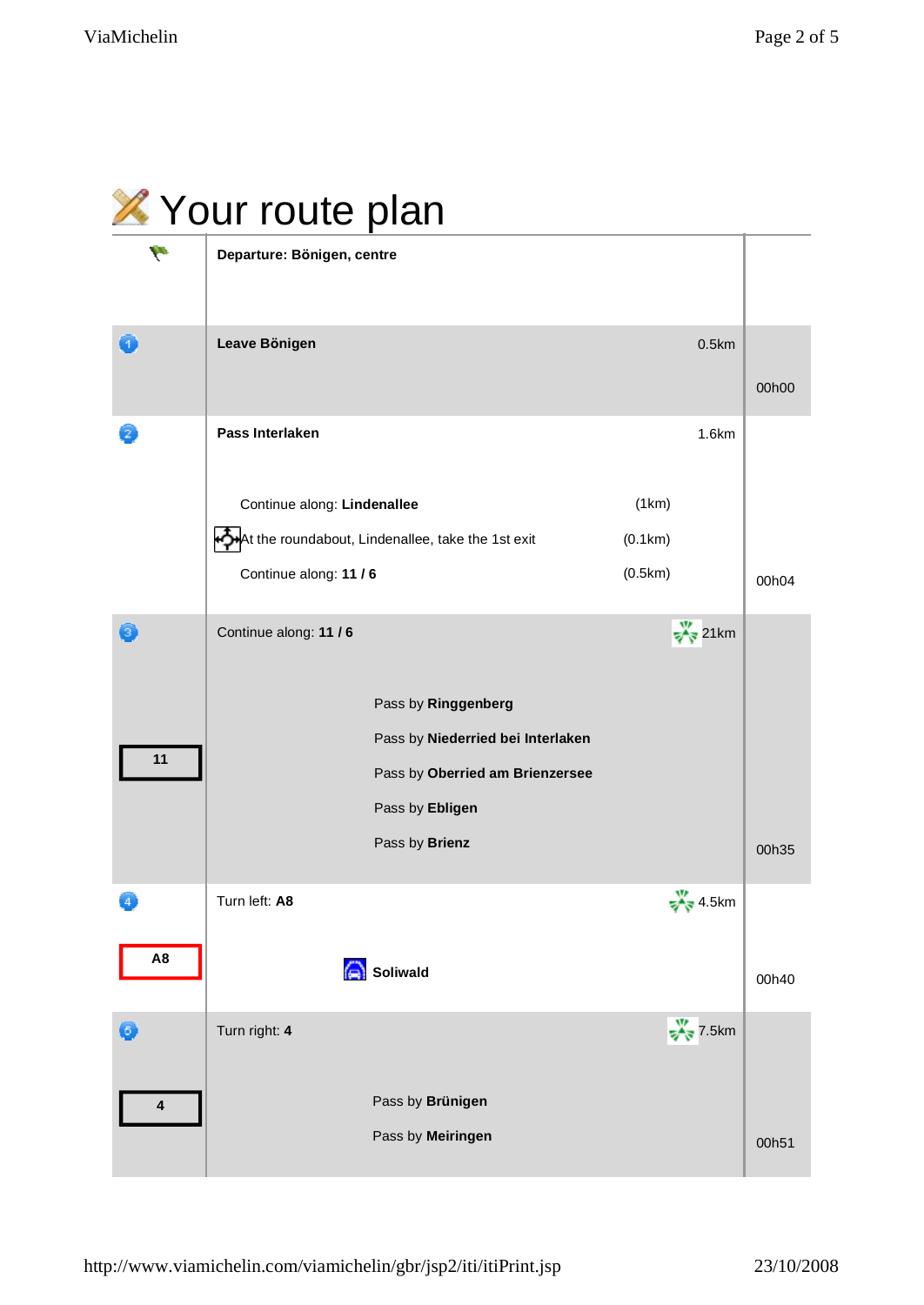# Your route plan

| | | | |
|---|---|---|---|
| | **Departure: Bönigen, centre** | | |
| 1 | **Leave Bönigen** | 0.5km | 00h00 |
| 2 | **Pass Interlaken**<br><br>Continue along: **Lindenallee** (1km)<br>At the roundabout, Lindenallee, take the 1st exit (0.1km)<br>Continue along: **11 / 6** (0.5km) | 1.6km | 00h04 |
| 3<br><br>11 | Continue along: **11 / 6**<br><br>Pass by **Ringgenberg**<br>Pass by **Niederried bei Interlaken**<br>Pass by **Oberried am Brienzersee**<br>Pass by **Ebligen**<br>Pass by **Brienz** | 21km | 00h35 |
| 4<br><br>A8 | Turn left: **A8**<br><br>**Soliwald** | 4.5km | 00h40 |
| 5<br><br>4 | Turn right: **4**<br><br>Pass by **Brünigen**<br>Pass by **Meiringen** | 7.5km | 00h51 |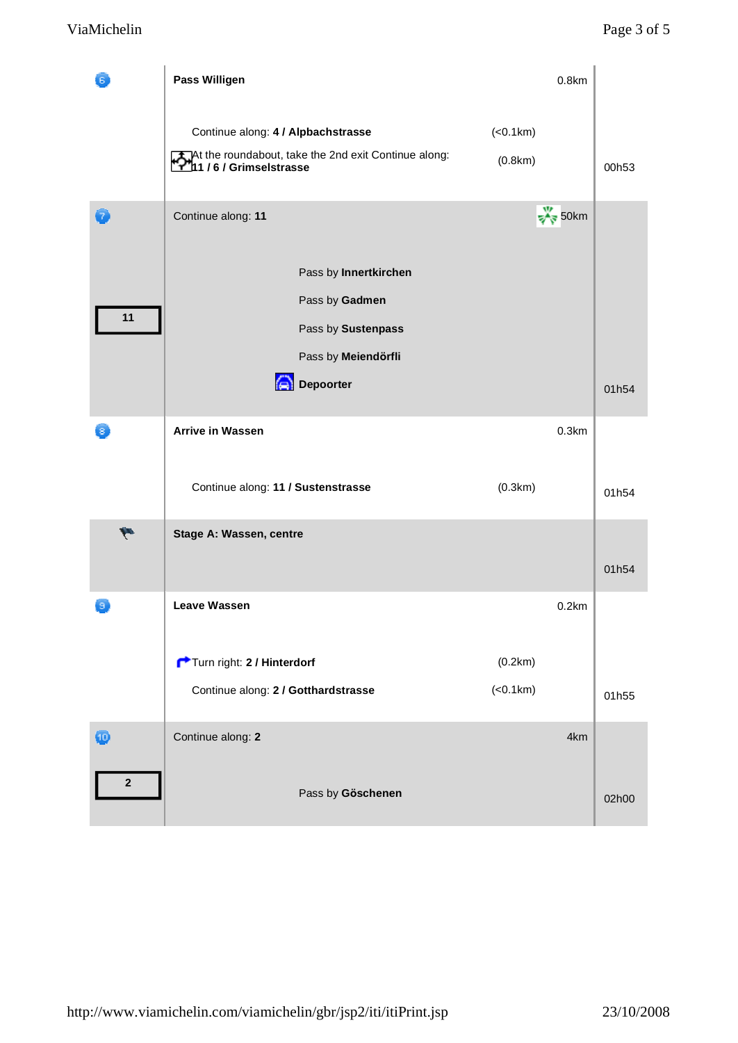| Step | Instructions | Distance | Time |
| --- | --- | --- | --- |
| 6 | **Pass Willigen** | 0.8km | |
| | Continue along: **4 / Alpbachstrasse** | (<0.1km) | |
| | At the roundabout, take the 2nd exit Continue along: **11 / 6 / Grimselstrasse** | (0.8km) | 00h53 |
| 7 | Continue along: **11** | 50km | |
| 11 | Pass by **Innertkirchen** | | |
| | Pass by **Gadmen** | | |
| | Pass by **Sustenpass** | | |
| | Pass by **Meiendörfli** | | |
| | **Depoorter** | | 01h54 |
| 8 | **Arrive in Wassen** | 0.3km | |
| | Continue along: **11 / Sustenstrasse** | (0.3km) | 01h54 |
| | **Stage A: Wassen, centre** | | 01h54 |
| 9 | **Leave Wassen** | 0.2km | |
| | Turn right: **2 / Hinterdorf** | (0.2km) | |
| | Continue along: **2 / Gotthardstrasse** | (<0.1km) | 01h55 |
| 10 | Continue along: **2** | 4km | |
| 2 | Pass by **Göschenen** | | 02h00 |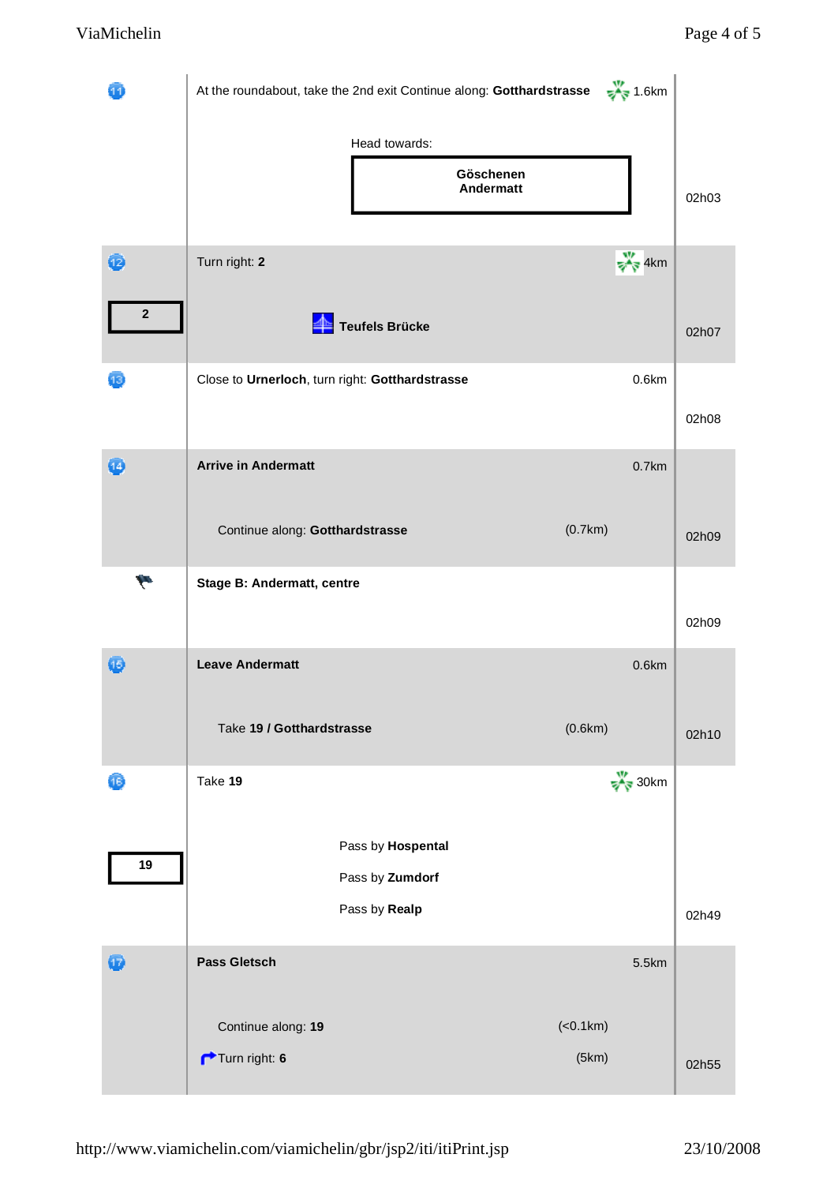| Step | Instructions | Distance | Time |
| --- | --- | --- | --- |
| 11 | At the roundabout, take the 2nd exit Continue along: **Gotthardstrasse**<br><br>Head towards:<br>**Göschenen**<br>**Andermatt** | 1.6km | 02h03 |
| 12<br><br>**2** | Turn right: **2**<br><br>**Teufels Brücke** | 4km | 02h07 |
| 13 | Close to **Urnerloch**, turn right: **Gotthardstrasse** | 0.6km | 02h08 |
| 14 | **Arrive in Andermatt**<br><br>Continue along: **Gotthardstrasse** (0.7km) | 0.7km | 02h09 |
| | **Stage B: Andermatt, centre** | | 02h09 |
| 15 | **Leave Andermatt**<br><br>Take **19 / Gotthardstrasse** (0.6km) | 0.6km | 02h10 |
| 16<br><br>**19** | Take **19**<br><br>Pass by **Hospental**<br>Pass by **Zumdorf**<br>Pass by **Realp** | 30km | 02h49 |
| 17 | **Pass Gletsch**<br><br>Continue along: **19** (<0.1km)<br>Turn right: **6** (5km) | 5.5km | 02h55 |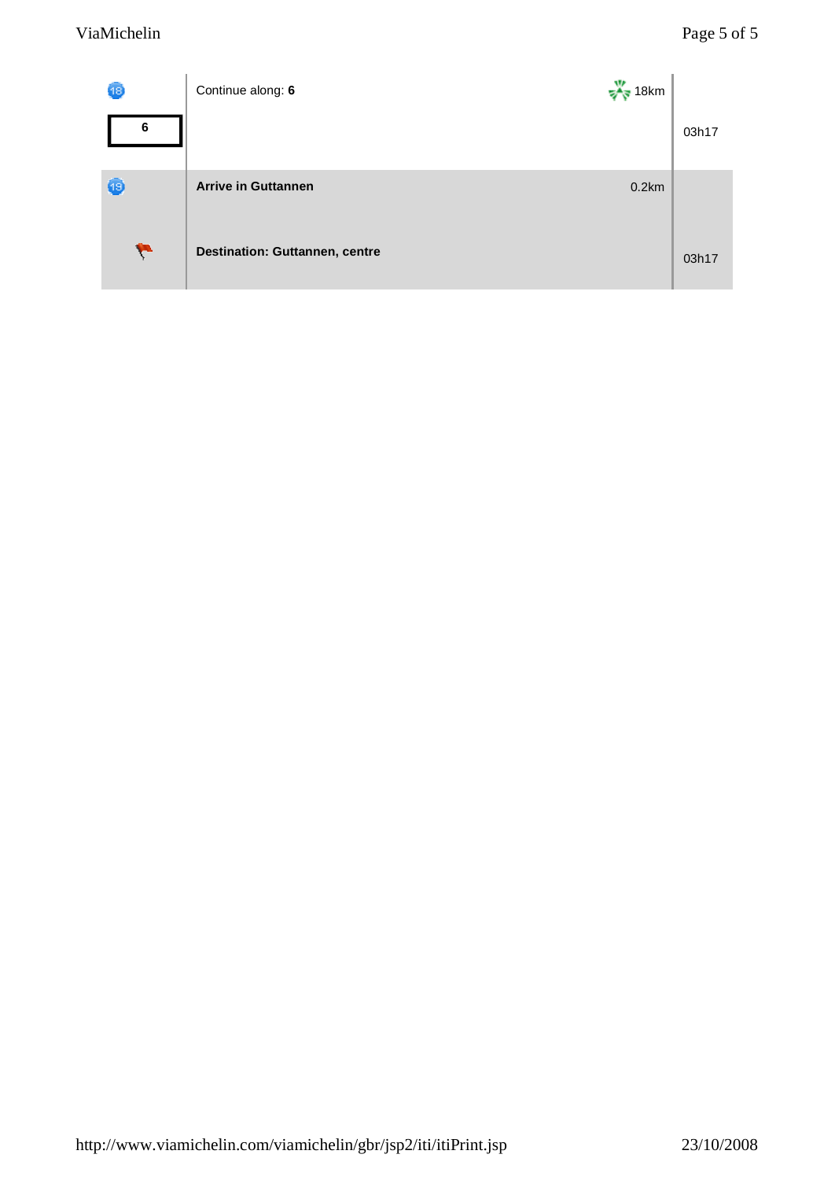| | | | |
|---|---|---|---|
| 18<br>6 | Continue along: **6** | 18km | 03h17 |
| 19 | **Arrive in Guttannen** | 0.2km | |
| | **Destination: Guttannen, centre** | | 03h17 |